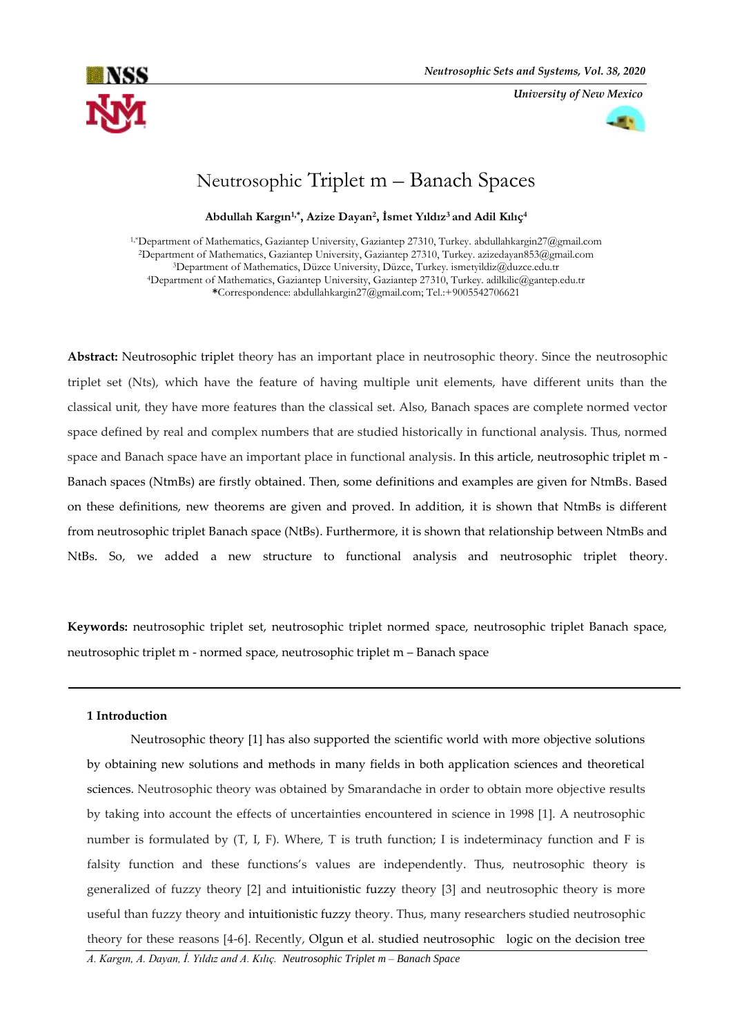# Neutrosophic Triplet m – Banach Spaces

**Abdullah Kargın[1,*], Azize Dayan[2], İsmet Yıldız[3] and Adil Kılıç[4]**

[1,*]Department of Mathematics, Gaziantep University, Gaziantep 27310, Turkey. abdullahkargin27@gmail.com
[2]Department of Mathematics, Gaziantep University, Gaziantep 27310, Turkey. azizedayan853@gmail.com
[3]Department of Mathematics, Düzce University, Düzce, Turkey. ismetyildiz@duzce.edu.tr
[4]Department of Mathematics, Gaziantep University, Gaziantep 27310, Turkey. adilkilic@gantep.edu.tr
*Correspondence: abdullahkargin27@gmail.com; Tel.:+9005542706621

**Abstract:** Neutrosophic triplet theory has an important place in neutrosophic theory. Since the neutrosophic triplet set (Nts), which have the feature of having multiple unit elements, have different units than the classical unit, they have more features than the classical set. Also, Banach spaces are complete normed vector space defined by real and complex numbers that are studied historically in functional analysis. Thus, normed space and Banach space have an important place in functional analysis. In this article, neutrosophic triplet m - Banach spaces (NtmBs) are firstly obtained. Then, some definitions and examples are given for NtmBs. Based on these definitions, new theorems are given and proved. In addition, it is shown that NtmBs is different from neutrosophic triplet Banach space (NtBs). Furthermore, it is shown that relationship between NtmBs and NtBs. So, we added a new structure to functional analysis and neutrosophic triplet theory.

**Keywords:** neutrosophic triplet set, neutrosophic triplet normed space, neutrosophic triplet Banach space, neutrosophic triplet m - normed space, neutrosophic triplet m – Banach space

## 1 Introduction

Neutrosophic theory [1] has also supported the scientific world with more objective solutions by obtaining new solutions and methods in many fields in both application sciences and theoretical sciences. Neutrosophic theory was obtained by Smarandache in order to obtain more objective results by taking into account the effects of uncertainties encountered in science in 1998 [1]. A neutrosophic number is formulated by (T, I, F). Where, T is truth function; I is indeterminacy function and F is falsity function and these functions's values are independently. Thus, neutrosophic theory is generalized of fuzzy theory [2] and intuitionistic fuzzy theory [3] and neutrosophic theory is more useful than fuzzy theory and intuitionistic fuzzy theory. Thus, many researchers studied neutrosophic theory for these reasons [4-6]. Recently, Olgun et al. studied neutrosophic logic on the decision tree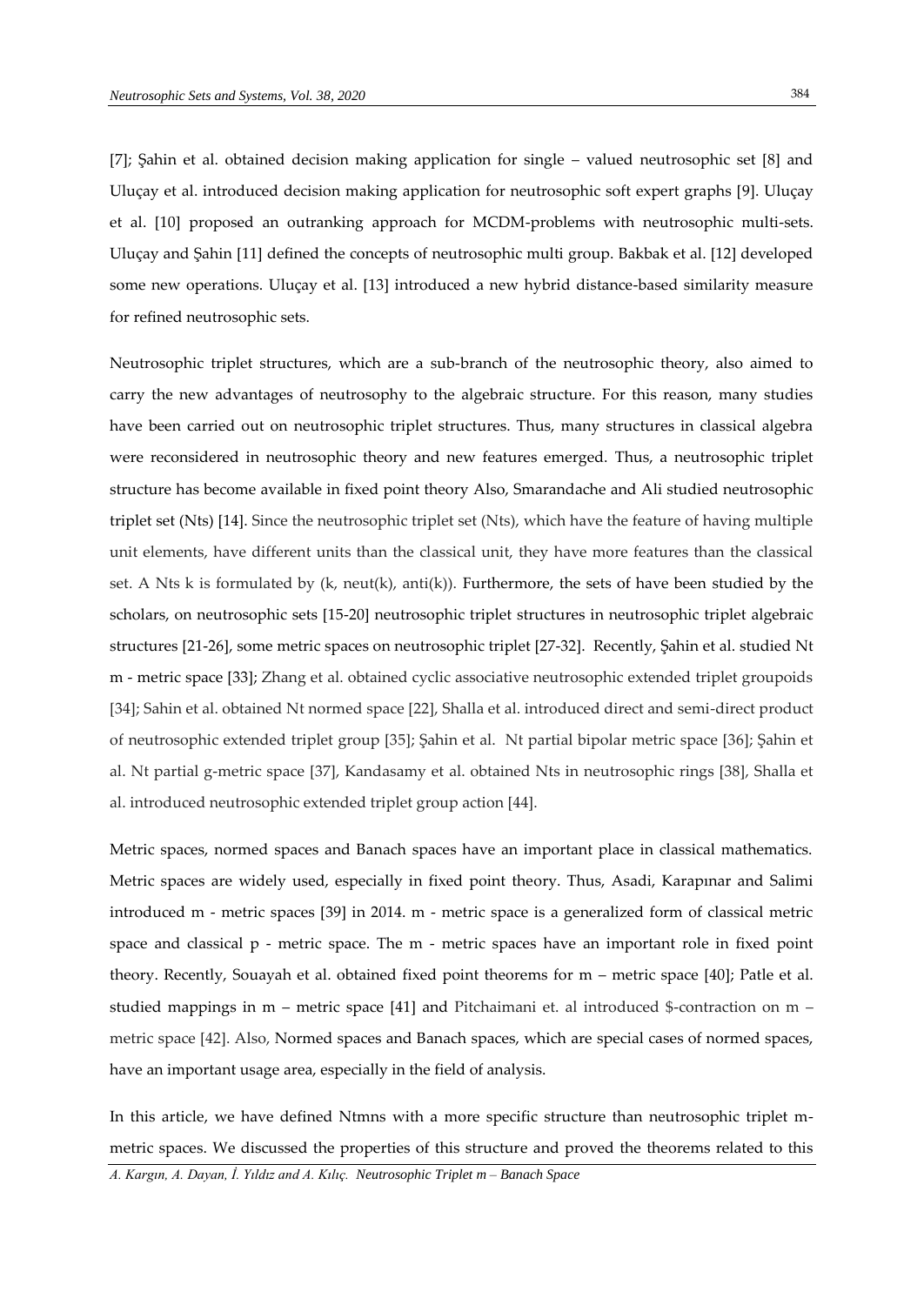[7]; Şahin et al. obtained decision making application for single – valued neutrosophic set [8] and Uluçay et al. introduced decision making application for neutrosophic soft expert graphs [9]. Uluçay et al. [10] proposed an outranking approach for MCDM-problems with neutrosophic multi-sets. Uluçay and Şahin [11] defined the concepts of neutrosophic multi group. Bakbak et al. [12] developed some new operations. Uluçay et al. [13] introduced a new hybrid distance-based similarity measure for refined neutrosophic sets.

Neutrosophic triplet structures, which are a sub-branch of the neutrosophic theory, also aimed to carry the new advantages of neutrosophy to the algebraic structure. For this reason, many studies have been carried out on neutrosophic triplet structures. Thus, many structures in classical algebra were reconsidered in neutrosophic theory and new features emerged. Thus, a neutrosophic triplet structure has become available in fixed point theory Also, Smarandache and Ali studied neutrosophic triplet set (Nts) [14]. Since the neutrosophic triplet set (Nts), which have the feature of having multiple unit elements, have different units than the classical unit, they have more features than the classical set. A Nts k is formulated by (k, neut(k), anti(k)). Furthermore, the sets of have been studied by the scholars, on neutrosophic sets [15-20] neutrosophic triplet structures in neutrosophic triplet algebraic structures [21-26], some metric spaces on neutrosophic triplet [27-32]. Recently, Şahin et al. studied Nt m - metric space [33]; Zhang et al. obtained cyclic associative neutrosophic extended triplet groupoids [34]; Sahin et al. obtained Nt normed space [22], Shalla et al. introduced direct and semi-direct product of neutrosophic extended triplet group [35]; Şahin et al. Nt partial bipolar metric space [36]; Şahin et al. Nt partial g-metric space [37], Kandasamy et al. obtained Nts in neutrosophic rings [38], Shalla et al. introduced neutrosophic extended triplet group action [44].

Metric spaces, normed spaces and Banach spaces have an important place in classical mathematics. Metric spaces are widely used, especially in fixed point theory. Thus, Asadi, Karapınar and Salimi introduced m - metric spaces [39] in 2014. m - metric space is a generalized form of classical metric space and classical p - metric space. The m - metric spaces have an important role in fixed point theory. Recently, Souayah et al. obtained fixed point theorems for m – metric space [40]; Patle et al. studied mappings in m – metric space [41] and Pitchaimani et. al introduced $-contraction on m – metric space [42]. Also, Normed spaces and Banach spaces, which are special cases of normed spaces, have an important usage area, especially in the field of analysis.

In this article, we have defined Ntmns with a more specific structure than neutrosophic triplet m-metric spaces. We discussed the properties of this structure and proved the theorems related to this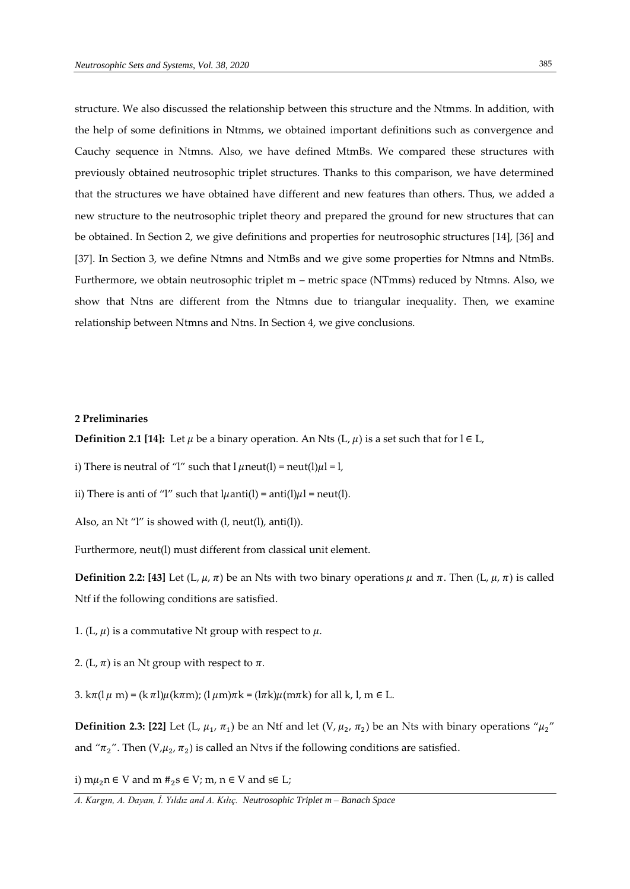structure. We also discussed the relationship between this structure and the Ntmms. In addition, with the help of some definitions in Ntmms, we obtained important definitions such as convergence and Cauchy sequence in Ntmns. Also, we have defined MtmBs. We compared these structures with previously obtained neutrosophic triplet structures. Thanks to this comparison, we have determined that the structures we have obtained have different and new features than others. Thus, we added a new structure to the neutrosophic triplet theory and prepared the ground for new structures that can be obtained. In Section 2, we give definitions and properties for neutrosophic structures [14], [36] and [37]. In Section 3, we define Ntmns and NtmBs and we give some properties for Ntmns and NtmBs. Furthermore, we obtain neutrosophic triplet m – metric space (NTmms) reduced by Ntmns. Also, we show that Ntns are different from the Ntmns due to triangular inequality. Then, we examine relationship between Ntmns and Ntns. In Section 4, we give conclusions.

## 2 Preliminaries

**Definition 2.1 [14]:** Let $\mu$ be a binary operation. An Nts (L, $\mu$) is a set such that for l ∈ L,

i) There is neutral of "l" such that l $\mu$neut(l) = neut(l)$\mu$l = l,

ii) There is anti of "l" such that l$\mu$anti(l) = anti(l)$\mu$l = neut(l).

Also, an Nt "l" is showed with (l, neut(l), anti(l)).

Furthermore, neut(l) must different from classical unit element.

**Definition 2.2: [43]** Let (L, $\mu$, $\pi$) be an Nts with two binary operations $\mu$ and $\pi$. Then (L, $\mu$, $\pi$) is called Ntf if the following conditions are satisfied.

1. (L, $\mu$) is a commutative Nt group with respect to $\mu$.

2. (L, $\pi$) is an Nt group with respect to $\pi$.

3. k$\pi$(l $\mu$ m) = (k $\pi$ l)$\mu$(k$\pi$m); (l $\mu$m)$\pi$k = (l$\pi$k)$\mu$(m$\pi$k) for all k, l, m ∈ L.

**Definition 2.3: [22]** Let (L, $\mu_1$, $\pi_1$) be an Ntf and let (V, $\mu_2$, $\pi_2$) be an Nts with binary operations "$\mu_2$" and "$\pi_2$". Then (V,$\mu_2$, $\pi_2$) is called an Ntvs if the following conditions are satisfied.

i) m$\mu_2$n ∈ V and m $\#_2$s ∈ V; m, n ∈ V and s∈ L;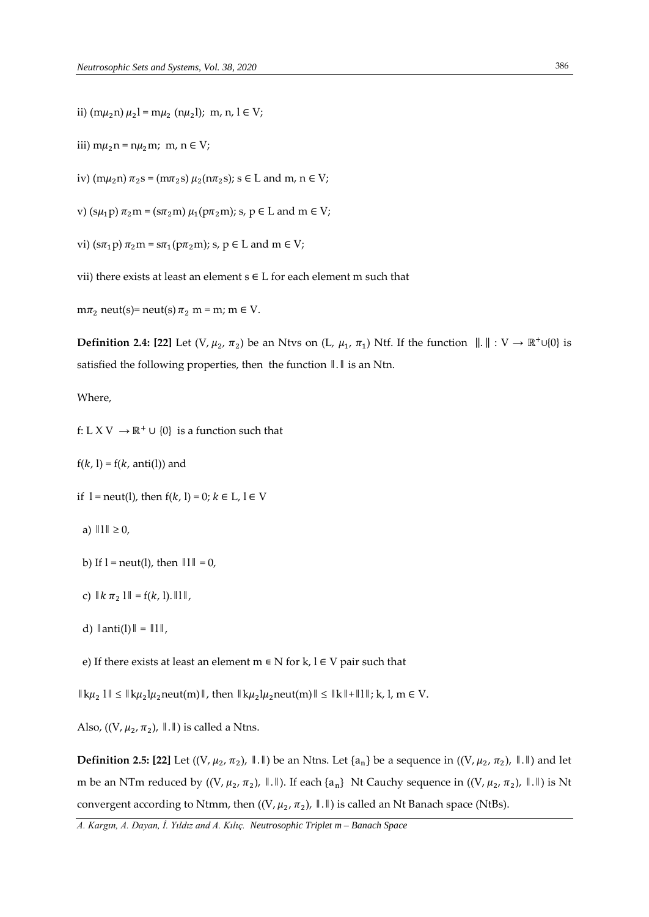ii) $(m\mu_2 n)\,\mu_2 l = m\mu_2\,(n\mu_2 l)$; m, n, l ∈ V;

iii) $m\mu_2 n = n\mu_2 m$; m, n ∈ V;

iv) $(m\mu_2 n)\,\pi_2 s = (m\pi_2 s)\,\mu_2(n\pi_2 s)$; s ∈ L and m, n ∈ V;

v) $(s\mu_1 p)\,\pi_2 m = (s\pi_2 m)\,\mu_1(p\pi_2 m)$; s, p ∈ L and m ∈ V;

vi) $(s\pi_1 p)\,\pi_2 m = s\pi_1(p\pi_2 m)$; s, p ∈ L and m ∈ V;

vii) there exists at least an element s ∈ L for each element m such that

$m\pi_2$ neut(s)= neut(s) $\pi_2$ m = m; m ∈ V.

**Definition 2.4: [22]** Let (V, $\mu_2$, $\pi_2$) be an Ntvs on (L, $\mu_1$, $\pi_1$) Ntf. If the function $\|.\|: V \to \mathbb{R}^+ \cup \{0\}$ is satisfied the following properties, then the function $\|.\|$ is an Ntn.

Where,

f: L X V $\to \mathbb{R}^+ \cup \{0\}$ is a function such that

f($k$, l) = f($k$, anti(l)) and

if l = neut(l), then f($k$, l) = 0; $k$ ∈ L, l ∈ V

a) $\|l\| \geq 0$,

b) If l = neut(l), then $\|l\| = 0$,

c) $\|k\,\pi_2\,l\| = f(k, l).\|l\|$,

d) $\|\text{anti}(l)\| = \|l\|$,

e) If there exists at least an element m ∈ N for k, l ∈ V pair such that

$\|k\mu_2 l\| \leq \|k\mu_2 l\mu_2 \text{neut}(m)\|$, then $\|k\mu_2 l\mu_2 \text{neut}(m)\| \leq \|k\| + \|l\|$; k, l, m ∈ V.

Also, ((V, $\mu_2$, $\pi_2$), $\|.\|$) is called a Ntns.

**Definition 2.5: [22]** Let ((V, $\mu_2$, $\pi_2$), $\|.\|$) be an Ntns. Let $\{a_n\}$ be a sequence in ((V, $\mu_2$, $\pi_2$), $\|.\|$) and let m be an NTm reduced by ((V, $\mu_2$, $\pi_2$), $\|.\|$). If each $\{a_n\}$ Nt Cauchy sequence in ((V, $\mu_2$, $\pi_2$), $\|.\|$) is Nt convergent according to Ntmm, then ((V, $\mu_2$, $\pi_2$), $\|.\|$) is called an Nt Banach space (NtBs).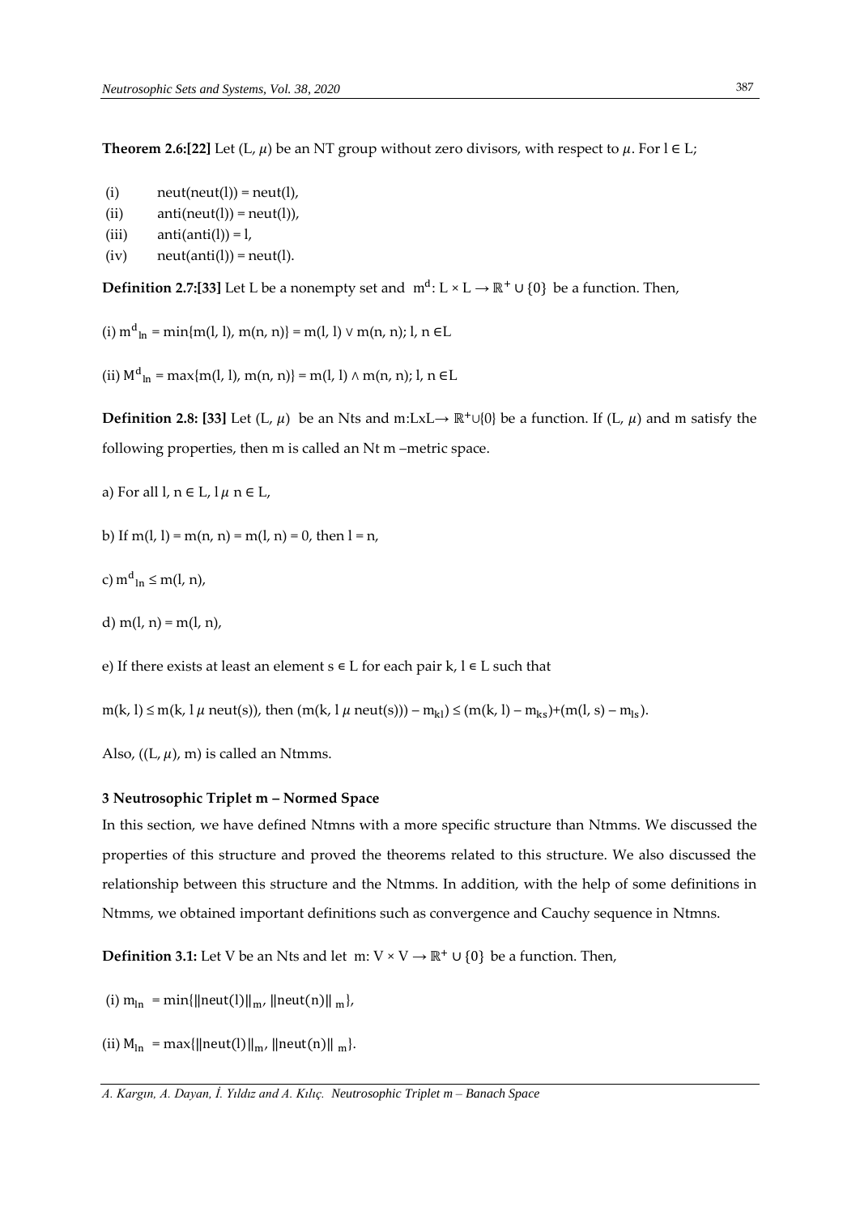**Theorem 2.6:[22]** Let (L, $\mu$) be an NT group without zero divisors, with respect to $\mu$. For l ∈ L;

(i) neut(neut(l)) = neut(l),

(ii) anti(neut(l)) = neut(l)),

(iii) anti(anti(l)) = l,

(iv) neut(anti(l)) = neut(l).

**Definition 2.7:[33]** Let L be a nonempty set and $m^d: L \times L \rightarrow \mathbb{R}^+ \cup \{0\}$ be a function. Then,

(i) $m^d{}_{ln}$ = min{m(l, l), m(n, n)} = m(l, l) ∨ m(n, n); l, n ∈L

(ii) $M^d{}_{ln}$ = max{m(l, l), m(n, n)} = m(l, l) ∧ m(n, n); l, n ∈L

**Definition 2.8: [33]** Let (L, $\mu$) be an Nts and m:LxL→ $\mathbb{R}^+ \cup \{0\}$ be a function. If (L, $\mu$) and m satisfy the following properties, then m is called an Nt m –metric space.

a) For all l, n ∈ L, l $\mu$ n ∈ L,

b) If m(l, l) = m(n, n) = m(l, n) = 0, then l = n,

c) $m^d{}_{ln}$ ≤ m(l, n),

d) m(l, n) = m(l, n),

e) If there exists at least an element s ∈ L for each pair k, l ∈ L such that

m(k, l) ≤ m(k, l $\mu$ neut(s)), then (m(k, l $\mu$ neut(s))) – $m_{kl}$) ≤ (m(k, l) – $m_{ks}$)+(m(l, s) – $m_{ls}$).

Also, ((L, $\mu$), m) is called an Ntmms.

### 3 Neutrosophic Triplet m – Normed Space

In this section, we have defined Ntmns with a more specific structure than Ntmms. We discussed the properties of this structure and proved the theorems related to this structure. We also discussed the relationship between this structure and the Ntmms. In addition, with the help of some definitions in Ntmms, we obtained important definitions such as convergence and Cauchy sequence in Ntmns.

**Definition 3.1:** Let V be an Nts and let m: V × V → $\mathbb{R}^+ \cup \{0\}$ be a function. Then,

(i) $m_{ln}$ = min{$\|neut(l)\|_m$, $\|neut(n)\|_m$},

(ii) $M_{ln}$ = max{$\|neut(l)\|_m$, $\|neut(n)\|_m$}.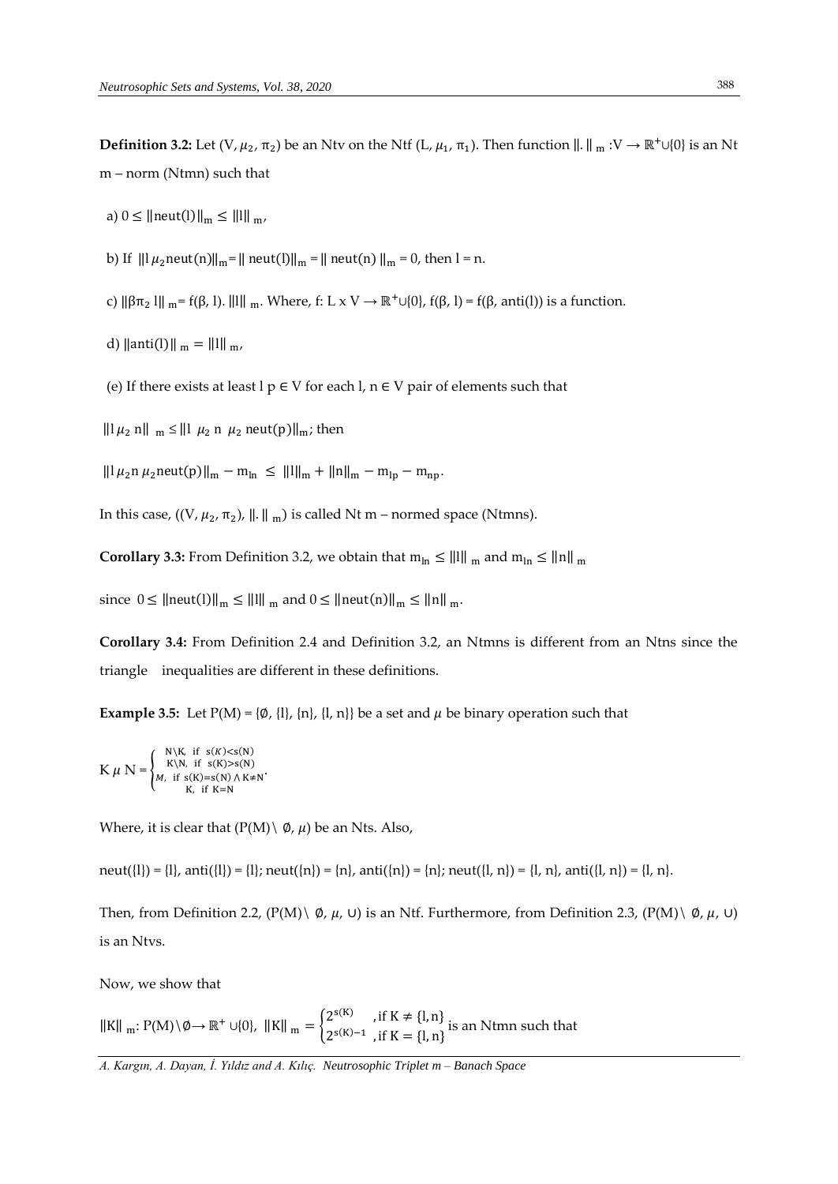**Definition 3.2:** Let (V, $\mu_2$, $\pi_2$) be an Ntv on the Ntf (L, $\mu_1$, $\pi_1$). Then function $\|.\|_m$ :V → $\mathbb{R}^+ \cup\{0\}$ is an Nt m – norm (Ntmn) such that

a) $0 \leq \|\text{neut}(l)\|_m \leq \|l\|_m$,

b) If $\|l\,\mu_2\text{neut}(n)\|_m = \|\text{neut}(l)\|_m = \|\text{neut}(n)\|_m = 0$, then l = n.

c) $\|\beta\pi_2\, l\|_m = f(\beta, l).\,\|l\|_m$. Where, f: L x V → $\mathbb{R}^+\cup\{0\}$, f(β, l) = f(β, anti(l)) is a function.

d) $\|\text{anti}(l)\|_m = \|l\|_m$,

(e) If there exists at least l p ∈ V for each l, n ∈ V pair of elements such that

$\|l\,\mu_2\, n\|_m \leq \|l\ \mu_2\ n\ \mu_2\ \text{neut}(p)\|_m$; then

$\|l\,\mu_2 n\,\mu_2\text{neut}(p)\|_m - m_{ln} \leq \|l\|_m + \|n\|_m - m_{lp} - m_{np}$.

In this case, ((V, $\mu_2$, $\pi_2$), $\|.\|_m$) is called Nt m – normed space (Ntmns).

**Corollary 3.3:** From Definition 3.2, we obtain that $m_{ln} \leq \|l\|_m$ and $m_{ln} \leq \|n\|_m$

since $0 \leq \|\text{neut}(l)\|_m \leq \|l\|_m$ and $0 \leq \|\text{neut}(n)\|_m \leq \|n\|_m$.

**Corollary 3.4:** From Definition 2.4 and Definition 3.2, an Ntmns is different from an Ntns since the triangle inequalities are different in these definitions.

**Example 3.5:** Let P(M) = {∅, {l}, {n}, {l, n}} be a set and $\mu$ be binary operation such that

$$K\,\mu\,N = \begin{cases} N\setminus K, & \text{if } s(K)<s(N) \\ K\setminus N, & \text{if } s(K)>s(N) \\ M, & \text{if } s(K)=s(N) \wedge K\neq N \\ K, & \text{if } K=N \end{cases}.$$

Where, it is clear that (P(M)\ ∅, $\mu$) be an Nts. Also,

neut({l}) = {l}, anti({l}) = {l}; neut({n}) = {n}, anti({n}) = {n}; neut({l, n}) = {l, n}, anti({l, n}) = {l, n}.

Then, from Definition 2.2, (P(M)\ ∅, $\mu$, ∪) is an Ntf. Furthermore, from Definition 2.3, (P(M)\ ∅, $\mu$, ∪) is an Ntvs.

Now, we show that

$\|K\|_m$: P(M)\∅→ $\mathbb{R}^+ \cup\{0\}$, $\|K\|_m = \begin{cases} 2^{s(K)} & ,\text{if } K \neq \{l,n\} \\ 2^{s(K)-1} & ,\text{if } K = \{l,n\} \end{cases}$ is an Ntmn such that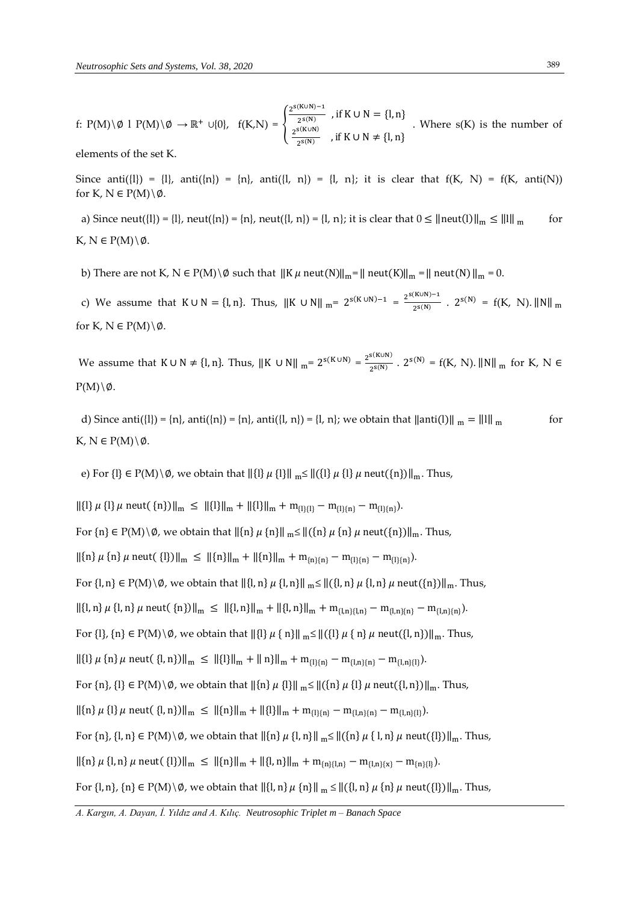f: $P(M)\setminus\emptyset$ 1 $P(M)\setminus\emptyset \rightarrow \mathbb{R}^+ \cup\{0\}$, $f(K,N) = \begin{cases} \frac{2^{s(K\cup N)-1}}{2^{s(N)}} & \text{, if } K\cup N = \{l,n\} \\ \frac{2^{s(K\cup N)}}{2^{s(N)}} & \text{, if } K\cup N \neq \{l,n\} \end{cases}$. Where s(K) is the number of elements of the set K.

Since anti({l}) = {l}, anti({n}) = {n}, anti({l, n}) = {l, n}; it is clear that f(K, N) = f(K, anti(N)) for K, N $\in P(M)\setminus\emptyset$.

a) Since neut({l}) = {l}, neut({n}) = {n}, neut({l, n}) = {l, n}; it is clear that $0 \leq \|\text{neut}(l)\|_m \leq \|l\|_m$ for K, N $\in P(M)\setminus\emptyset$.

b) There are not K, N $\in P(M)\setminus\emptyset$ such that $\|K\,\mu\,\text{neut}(N)\|_m = \|\text{neut}(K)\|_m = \|\text{neut}(N)\|_m = 0$.

c) We assume that $K\cup N = \{l,n\}$. Thus, $\|K\cup N\|_m = 2^{s(K\cup N)-1} = \frac{2^{s(K\cup N)-1}}{2^{s(N)}}\,.\,2^{s(N)} = f(K,N).\|N\|_m$ for K, N $\in P(M)\setminus\emptyset$.

We assume that $K\cup N \neq \{l,n\}$. Thus, $\|K\cup N\|_m = 2^{s(K\cup N)} = \frac{2^{s(K\cup N)}}{2^{s(N)}}\,.\,2^{s(N)} = f(K,N).\|N\|_m$ for K, N $\in P(M)\setminus\emptyset$.

d) Since anti({l}) = {n}, anti({n}) = {n}, anti({l, n}) = {l, n}; we obtain that $\|\text{anti}(l)\|_m = \|l\|_m$ for K, N $\in P(M)\setminus\emptyset$.

e) For {l} $\in P(M)\setminus\emptyset$, we obtain that $\|\{l\}\,\mu\,\{l\}\|_m \leq \|(\{l\}\,\mu\,\{l\}\,\mu\,\text{neut}(\{n\})\|_m$. Thus,

$\|\{l\}\,\mu\,\{l\}\,\mu\,\text{neut}(\{n\})\|_m \leq \|\{l\}\|_m + \|\{l\}\|_m + m_{\{l\}\{l\}} - m_{\{l\}\{n\}} - m_{\{l\}\{n\}})$.

For {n} $\in P(M)\setminus\emptyset$, we obtain that $\|\{n\}\,\mu\,\{n\}\|_m \leq \|(\{n\}\,\mu\,\{n\}\,\mu\,\text{neut}(\{n\})\|_m$. Thus,

$\|\{n\}\,\mu\,\{n\}\,\mu\,\text{neut}(\{l\})\|_m \leq \|\{n\}\|_m + \|\{n\}\|_m + m_{\{n\}\{n\}} - m_{\{l\}\{n\}} - m_{\{l\}\{n\}})$.

For {l, n} $\in P(M)\setminus\emptyset$, we obtain that $\|\{l,n\}\,\mu\,\{l,n\}\|_m \leq \|(\{l,n\}\,\mu\,\{l,n\}\,\mu\,\text{neut}(\{n\})\|_m$. Thus,

$\|\{l,n\}\,\mu\,\{l,n\}\,\mu\,\text{neut}(\{n\})\|_m \leq \|\{l,n\}\|_m + \|\{l,n\}\|_m + m_{\{l,n\}\{l,n\}} - m_{\{l,n\}\{n\}} - m_{\{l,n\}\{n\}})$.

For {l}, {n} $\in P(M)\setminus\emptyset$, we obtain that $\|\{l\}\,\mu\,\{n\}\|_m \leq \|(\{l\}\,\mu\,\{n\}\,\mu\,\text{neut}(\{l,n\})\|_m$. Thus,

$\|\{l\}\,\mu\,\{n\}\,\mu\,\text{neut}(\{l,n\})\|_m \leq \|\{l\}\|_m + \|n\}\|_m + m_{\{l\}\{n\}} - m_{\{l,n\}\{n\}} - m_{\{l,n\}\{l\}})$.

For {n}, {l} $\in P(M)\setminus\emptyset$, we obtain that $\|\{n\}\,\mu\,\{l\}\|_m \leq \|(\{n\}\,\mu\,\{l\}\,\mu\,\text{neut}(\{l,n\})\|_m$. Thus,

$\|\{n\}\,\mu\,\{l\}\,\mu\,\text{neut}(\{l,n\})\|_m \leq \|\{n\}\|_m + \|\{l\}\|_m + m_{\{l\}\{n\}} - m_{\{l,n\}\{n\}} - m_{\{l,n\}\{l\}})$.

For {n}, {l, n} $\in P(M)\setminus\emptyset$, we obtain that $\|\{n\}\,\mu\,\{l,n\}\|_m \leq \|(\{n\}\,\mu\,\{l,n\}\,\mu\,\text{neut}(\{l\})\|_m$. Thus,

$\|\{n\}\,\mu\,\{l,n\}\,\mu\,\text{neut}(\{l\})\|_m \leq \|\{n\}\|_m + \|\{l,n\}\|_m + m_{\{n\}\{l,n\}} - m_{\{l,n\}\{x\}} - m_{\{n\}\{l\}})$.

For {l, n}, {n} $\in P(M)\setminus\emptyset$, we obtain that $\|\{l,n\}\,\mu\,\{n\}\|_m \leq \|(\{l,n\}\,\mu\,\{n\}\,\mu\,\text{neut}(\{l\})\|_m$. Thus,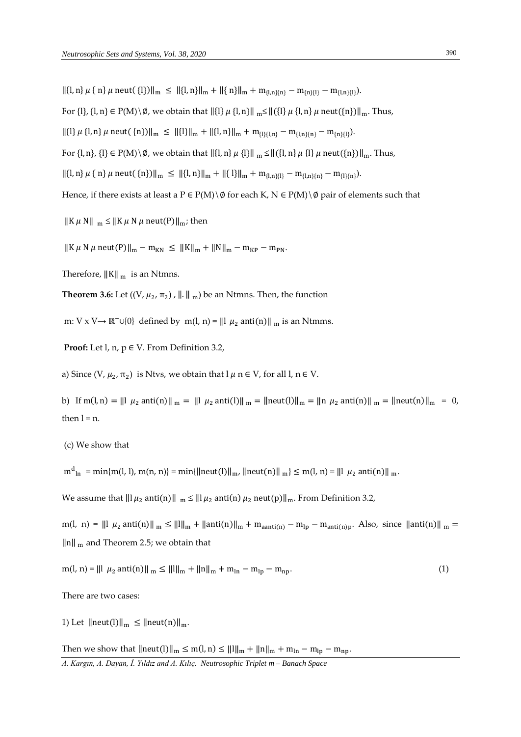$\|\{l, n\} \ \mu \ \{ n\} \ \mu \ \text{neut}( \{l\})\|_m \ \leq \ \|\{l, n\}\|_m + \|\{ n\}\|_m + m_{\{l,n\}\{n\}} - m_{\{n\}\{l\}} - m_{\{l,n\}\{l\}})$.

For $\{l\}$, $\{l, n\} \in P(M)\setminus\emptyset$, we obtain that $\|\{l\} \ \mu \ \{l, n\}\|_m \leq \|(\{l\} \ \mu \ \{l, n\} \ \mu \ \text{neut}(\{n\})\|_m$. Thus,

$\|\{l\} \ \mu \ \{l, n\} \ \mu \ \text{neut}( \{n\})\|_m \ \leq \ \|\{l\}\|_m + \|\{l, n\}\|_m + m_{\{l\}\{l,n\}} - m_{\{l,n\}\{n\}} - m_{\{n\}\{l\}})$.

For $\{l, n\}$, $\{l\} \in P(M)\setminus\emptyset$, we obtain that $\|\{l, n\} \ \mu \ \{l\}\|_m \leq \|(\{l, n\} \ \mu \ \{l\} \ \mu \ \text{neut}(\{n\})\|_m$. Thus,

$\|\{l, n\} \ \mu \ \{ n\} \ \mu \ \text{neut}( \{n\})\|_m \ \leq \ \|\{l, n\}\|_m + \|\{ l\}\|_m + m_{\{l,n\}\{l\}} - m_{\{l,n\}\{n\}} - m_{\{l\}\{n\}})$.

Hence, if there exists at least a $P \in P(M)\setminus\emptyset$ for each $K, N \in P(M)\setminus\emptyset$ pair of elements such that

$\|K \ \mu \ N\|_m \leq \|K \ \mu \ N \ \mu \ \text{neut}(P)\|_m$; then

$\|K \ \mu \ N \ \mu \ \text{neut}(P)\|_m - m_{KN} \ \leq \ \|K\|_m + \|N\|_m - m_{KP} - m_{PN}$.

Therefore, $\|K\|_m$ is an Ntmns.

**Theorem 3.6:** Let $((V, \mu_2, \pi_2) , \|.\|_m)$ be an Ntmns. Then, the function

$m$: $V \times V \rightarrow \mathbb{R}^+\cup\{0\}$ defined by $m(l, n) = \|l \ \mu_2 \ \text{anti}(n)\|_m$ is an Ntmms.

**Proof:** Let $l, n, p \in V$. From Definition 3.2,

a) Since $(V, \mu_2, \pi_2)$ is Ntvs, we obtain that $l \ \mu \ n \in V$, for all $l, n \in V$.

b) If $m(l, n) = \|l \ \mu_2 \ \text{anti}(n)\|_m = \|l \ \mu_2 \ \text{anti}(l)\|_m = \|\text{neut}(l)\|_m = \|n \ \mu_2 \ \text{anti}(n)\|_m = \|\text{neut}(n)\|_m = 0$, then $l = n$.

(c) We show that

$m^d{}_{ln} = \min\{m(l, l), m(n, n)\} = \min\{\|\text{neut}(l)\|_m, \|\text{neut}(n)\|_m\} \leq m(l, n) = \|l \ \mu_2 \ \text{anti}(n)\|_m$.

We assume that $\|l \ \mu_2 \ \text{anti}(n)\|_m \leq \|l \ \mu_2 \ \text{anti}(n) \ \mu_2 \ \text{neut}(p)\|_m$. From Definition 3.2,

$m(l, n) = \|l \ \mu_2 \ \text{anti}(n)\|_m \leq \|l\|_m + \|\text{anti}(n)\|_m + m_{a\text{anti}(n)} - m_{lp} - m_{\text{anti}(n)p}$. Also, since $\|\text{anti}(n)\|_m = \|n\|_m$ and Theorem 2.5; we obtain that

$$m(l, n) = \|l \ \mu_2 \ \text{anti}(n)\|_m \leq \|l\|_m + \|n\|_m + m_{ln} - m_{lp} - m_{np}. \tag{1}$$

There are two cases:

1) Let $\|\text{neut}(l)\|_m \leq \|\text{neut}(n)\|_m$.

Then we show that $\|\text{neut}(l)\|_m \leq m(l, n) \leq \|l\|_m + \|n\|_m + m_{ln} - m_{lp} - m_{np}$.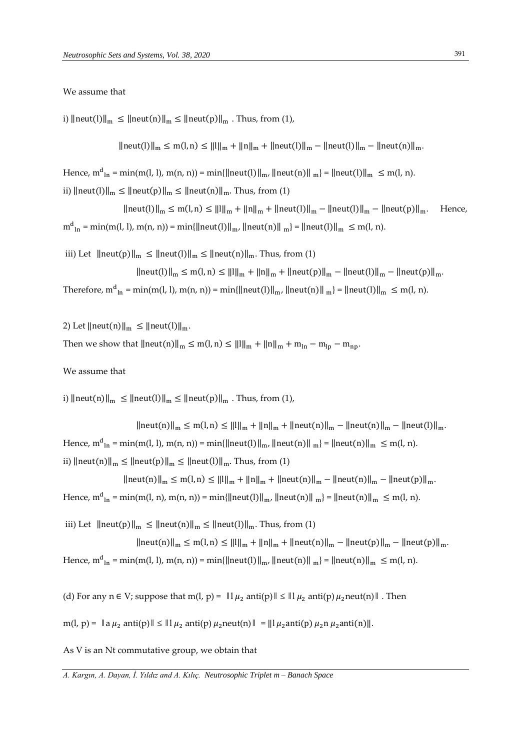We assume that

i) $\|\text{neut}(l)\|_m \leq \|\text{neut}(n)\|_m \leq \|\text{neut}(p)\|_m$ . Thus, from (1),

$$\|\text{neut}(l)\|_m \leq m(l,n) \leq \|l\|_m + \|n\|_m + \|\text{neut}(l)\|_m - \|\text{neut}(l)\|_m - \|\text{neut}(n)\|_m.$$

Hence, ${m^d}_{ln}$ = min(m(l, l), m(n, n)) = min{$\|\text{neut}(l)\|_m$, $\|\text{neut}(n)\|_m$} = $\|\text{neut}(l)\|_m \leq m(l, n)$.

ii) $\|\text{neut}(l)\|_m \leq \|\text{neut}(p)\|_m \leq \|\text{neut}(n)\|_m$. Thus, from (1)

$$\|\text{neut}(l)\|_m \leq m(l,n) \leq \|l\|_m + \|n\|_m + \|\text{neut}(l)\|_m - \|\text{neut}(l)\|_m - \|\text{neut}(p)\|_m.$$

Hence, ${m^d}_{ln}$ = min(m(l, l), m(n, n)) = min{$\|\text{neut}(l)\|_m$, $\|\text{neut}(n)\|_m$} = $\|\text{neut}(l)\|_m \leq m(l, n)$.

iii) Let $\|\text{neut}(p)\|_m \leq \|\text{neut}(l)\|_m \leq \|\text{neut}(n)\|_m$. Thus, from (1)

$$\|\text{neut}(l)\|_m \leq m(l,n) \leq \|l\|_m + \|n\|_m + \|\text{neut}(p)\|_m - \|\text{neut}(l)\|_m - \|\text{neut}(p)\|_m.$$

Therefore, ${m^d}_{ln}$ = min(m(l, l), m(n, n)) = min{$\|\text{neut}(l)\|_m$, $\|\text{neut}(n)\|_m$} = $\|\text{neut}(l)\|_m \leq m(l, n)$.

2) Let $\|\text{neut}(n)\|_m \leq \|\text{neut}(l)\|_m$.

Then we show that $\|\text{neut}(n)\|_m \leq m(l,n) \leq \|l\|_m + \|n\|_m + m_{ln} - m_{lp} - m_{np}$.

We assume that

i) $\|\text{neut}(n)\|_m \leq \|\text{neut}(l)\|_m \leq \|\text{neut}(p)\|_m$ . Thus, from (1),

$$\|\text{neut}(n)\|_m \leq m(l,n) \leq \|l\|_m + \|n\|_m + \|\text{neut}(n)\|_m - \|\text{neut}(n)\|_m - \|\text{neut}(l)\|_m.$$

Hence, ${m^d}_{ln}$ = min(m(l, l), m(n, n)) = min{$\|\text{neut}(l)\|_m$, $\|\text{neut}(n)\|_m$} = $\|\text{neut}(n)\|_m \leq m(l, n)$.

ii) $\|\text{neut}(n)\|_m \leq \|\text{neut}(p)\|_m \leq \|\text{neut}(l)\|_m$. Thus, from (1)

$$\|\text{neut}(n)\|_m \leq m(l,n) \leq \|l\|_m + \|n\|_m + \|\text{neut}(n)\|_m - \|\text{neut}(n)\|_m - \|\text{neut}(p)\|_m.$$

Hence, ${m^d}_{ln}$ = min(m(l, n), m(n, n)) = min{$\|\text{neut}(l)\|_m$, $\|\text{neut}(n)\|_m$} = $\|\text{neut}(n)\|_m \leq m(l, n)$.

iii) Let $\|\text{neut}(p)\|_m \leq \|\text{neut}(n)\|_m \leq \|\text{neut}(l)\|_m$. Thus, from (1)

$$\|\text{neut}(n)\|_m \leq m(l,n) \leq \|l\|_m + \|n\|_m + \|\text{neut}(n)\|_m - \|\text{neut}(p)\|_m - \|\text{neut}(p)\|_m.$$

Hence, ${m^d}_{ln}$ = min(m(l, l), m(n, n)) = min{$\|\text{neut}(l)\|_m$, $\|\text{neut}(n)\|_m$} = $\|\text{neut}(n)\|_m \leq m(l, n)$.

(d) For any n ∈ V; suppose that m(l, p) = $\|l\, \mu_2\, \text{anti}(p)\| \leq \|l\, \mu_2\, \text{anti}(p)\, \mu_2 \text{neut}(n)\|$ . Then

m(l, p) = $\|a\, \mu_2\, \text{anti}(p)\| \leq \|l\, \mu_2\, \text{anti}(p)\, \mu_2 \text{neut}(n)\| = \|l\, \mu_2 \text{anti}(p)\, \mu_2 n\, \mu_2 \text{anti}(n)\|$.

As V is an Nt commutative group, we obtain that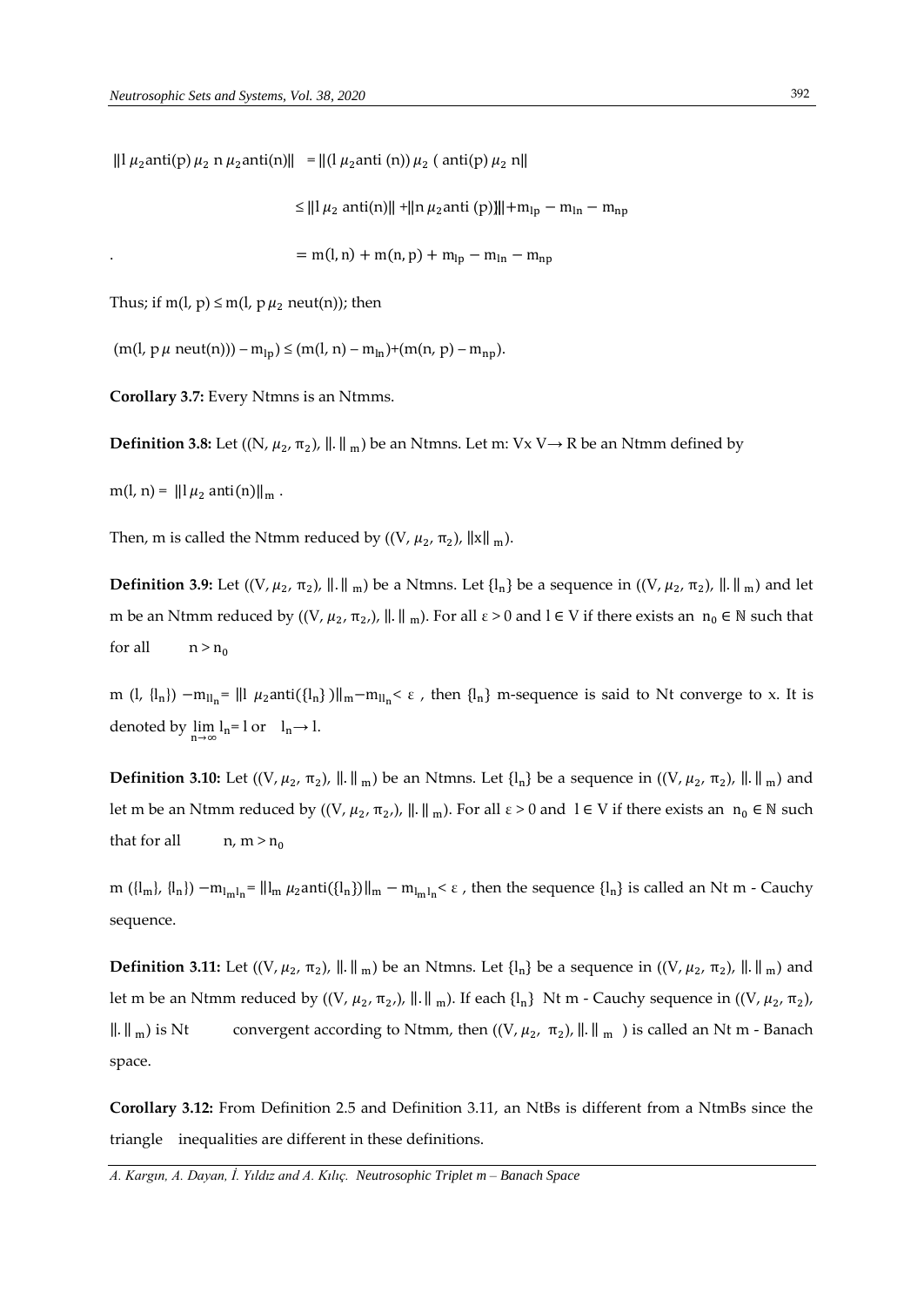$\|l\ \mu_2 \text{anti}(p)\ \mu_2\ n\ \mu_2 \text{anti}(n)\| \ = \|(l\ \mu_2 \text{anti}\ (n))\ \mu_2\ (\ \text{anti}(p)\ \mu_2\ n\|$

$$\leq \|l\ \mu_2\ \text{anti}(n)\| + \|n\ \mu_2 \text{anti}\ (p)\| + m_{lp} - m_{ln} - m_{np}$$

$$= m(l, n) + m(n, p) + m_{lp} - m_{ln} - m_{np}$$

Thus; if $m(l, p) \leq m(l, p\ \mu_2\ \text{neut}(n))$; then

$(m(l, p\ \mu\ \text{neut}(n))) - m_{lp}) \leq (m(l, n) - m_{ln}) + (m(n, p) - m_{np})$.

**Corollary 3.7:** Every Ntmns is an Ntmms.

**Definition 3.8:** Let $((N, \mu_2, \pi_2), \|.\|_m)$ be an Ntmns. Let m: V x V→ R be an Ntmm defined by

$m(l, n) = \|l\ \mu_2\ \text{anti}(n)\|_m$ .

Then, m is called the Ntmm reduced by $((V, \mu_2, \pi_2), \|x\|_m)$.

**Definition 3.9:** Let $((V, \mu_2, \pi_2), \|.\|_m)$ be a Ntmns. Let $\{l_n\}$ be a sequence in $((V, \mu_2, \pi_2), \|.\|_m)$ and let m be an Ntmm reduced by $((V, \mu_2, \pi_2,), \|.\|_m)$. For all $\varepsilon > 0$ and $l \in V$ if there exists an $n_0 \in \mathbb{N}$ such that for all $n > n_0$

$m\ (l, \{l_n\}) - m_{ll_n} = \|l\ \ \mu_2 \text{anti}(\{l_n\})\|_m - m_{ll_n} < \varepsilon$ , then $\{l_n\}$ m-sequence is said to Nt converge to x. It is denoted by $\lim_{n\to\infty} l_n = l$ or $l_n \to l$.

**Definition 3.10:** Let $((V, \mu_2, \pi_2), \|.\|_m)$ be an Ntmns. Let $\{l_n\}$ be a sequence in $((V, \mu_2, \pi_2), \|.\|_m)$ and let m be an Ntmm reduced by $((V, \mu_2, \pi_2,), \|.\|_m)$. For all $\varepsilon > 0$ and $l \in V$ if there exists an $n_0 \in \mathbb{N}$ such that for all $n, m > n_0$

$m\ (\{l_m\}, \{l_n\}) - m_{l_m l_n} = \|l_m\ \mu_2 \text{anti}(\{l_n\})\|_m - m_{l_m l_n} < \varepsilon$ , then the sequence $\{l_n\}$ is called an Nt m - Cauchy sequence.

**Definition 3.11:** Let $((V, \mu_2, \pi_2), \|.\|_m)$ be an Ntmns. Let $\{l_n\}$ be a sequence in $((V, \mu_2, \pi_2), \|.\|_m)$ and let m be an Ntmm reduced by $((V, \mu_2, \pi_2,), \|.\|_m)$. If each $\{l_n\}$ Nt m - Cauchy sequence in $((V, \mu_2, \pi_2), \|.\|_m)$ is Nt convergent according to Ntmm, then $((V, \mu_2, \pi_2), \|.\|_m)$ is called an Nt m - Banach space.

**Corollary 3.12:** From Definition 2.5 and Definition 3.11, an NtBs is different from a NtmBs since the triangle inequalities are different in these definitions.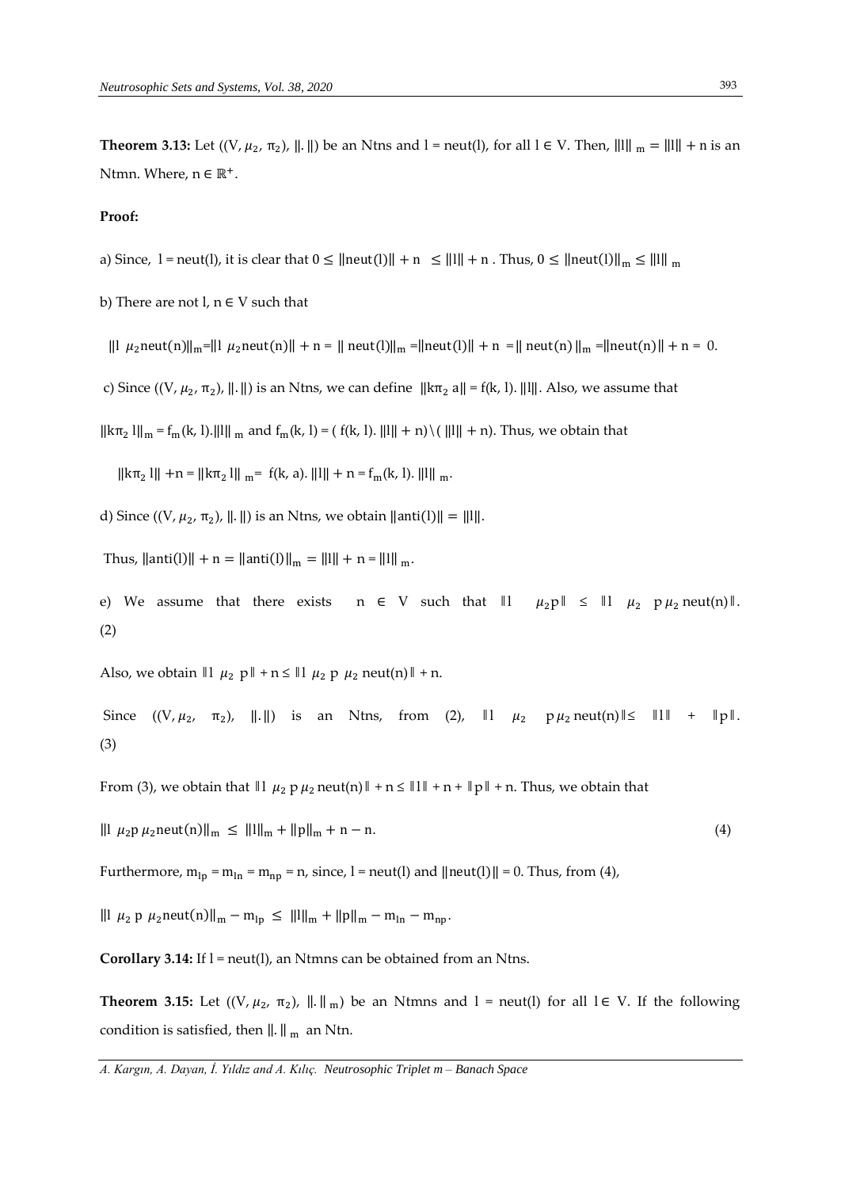**Theorem 3.13:** Let $((V, \mu_2, \pi_2), \|.\|)$ be an Ntns and l = neut(l), for all l $\in$ V. Then, $\|l\|_m = \|l\| + n$ is an Ntmn. Where, $n \in \mathbb{R}^+$.

**Proof:**

a) Since, l = neut(l), it is clear that $0 \leq \|neut(l)\| + n \leq \|l\| + n$ . Thus, $0 \leq \|neut(l)\|_m \leq \|l\|_m$

b) There are not l, n $\in$ V such that

$\|l \ \mu_2 neut(n)\|_m = \|l \ \mu_2 neut(n)\| + n = \| neut(l)\|_m = \|neut(l)\| + n = \| neut(n)\|_m = \|neut(n)\| + n = 0.$

c) Since $((V, \mu_2, \pi_2), \|.\|)$ is an Ntns, we can define $\|k\pi_2 \ a\| = f(k, l). \|l\|$. Also, we assume that

$\|k\pi_2 \ l\|_m = f_m(k, l).\|l\|_m$ and $f_m(k, l) = ( f(k, l). \|l\| + n)\backslash( \|l\| + n)$. Thus, we obtain that

$\|k\pi_2 \ l\| + n = \|k\pi_2 \ l\|_m = f(k, a). \|l\| + n = f_m(k, l). \|l\|_m$.

d) Since $((V, \mu_2, \pi_2), \|.\|)$ is an Ntns, we obtain $\|anti(l)\| = \|l\|$.

Thus, $\|anti(l)\| + n = \|anti(l)\|_m = \|l\| + n = \|l\|_m$.

e) We assume that there exists n $\in$ V such that $\|l \ \ \mu_2 p\| \leq \|l \ \ \mu_2 \ \ p \, \mu_2 \, neut(n)\|$. (2)

Also, we obtain $\|l \ \mu_2 \ p\| + n \leq \|l \ \mu_2 \ p \ \mu_2 \ neut(n)\| + n$.

Since $((V, \mu_2, \pi_2), \|.\|)$ is an Ntns, from (2), $\|l \ \ \mu_2 \ \ p \, \mu_2 \, neut(n)\| \leq \|l\| + \|p\|$. (3)

From (3), we obtain that $\|l \ \mu_2 \ p \, \mu_2 \, neut(n)\| + n \leq \|l\| + n + \|p\| + n$. Thus, we obtain that

$$\|l \ \mu_2 p \ \mu_2 neut(n)\|_m \leq \|l\|_m + \|p\|_m + n - n. \tag{4}$$

Furthermore, $m_{lp} = m_{ln} = m_{np} = n$, since, l = neut(l) and $\|neut(l)\| = 0$. Thus, from (4),

$\|l \ \mu_2 \ p \ \mu_2 neut(n)\|_m - m_{lp} \leq \|l\|_m + \|p\|_m - m_{ln} - m_{np}$.

**Corollary 3.14:** If l = neut(l), an Ntmns can be obtained from an Ntns.

**Theorem 3.15:** Let $((V, \mu_2, \pi_2), \|.\|_m)$ be an Ntmns and l = neut(l) for all l $\in$ V. If the following condition is satisfied, then $\|.\|_m$ an Ntn.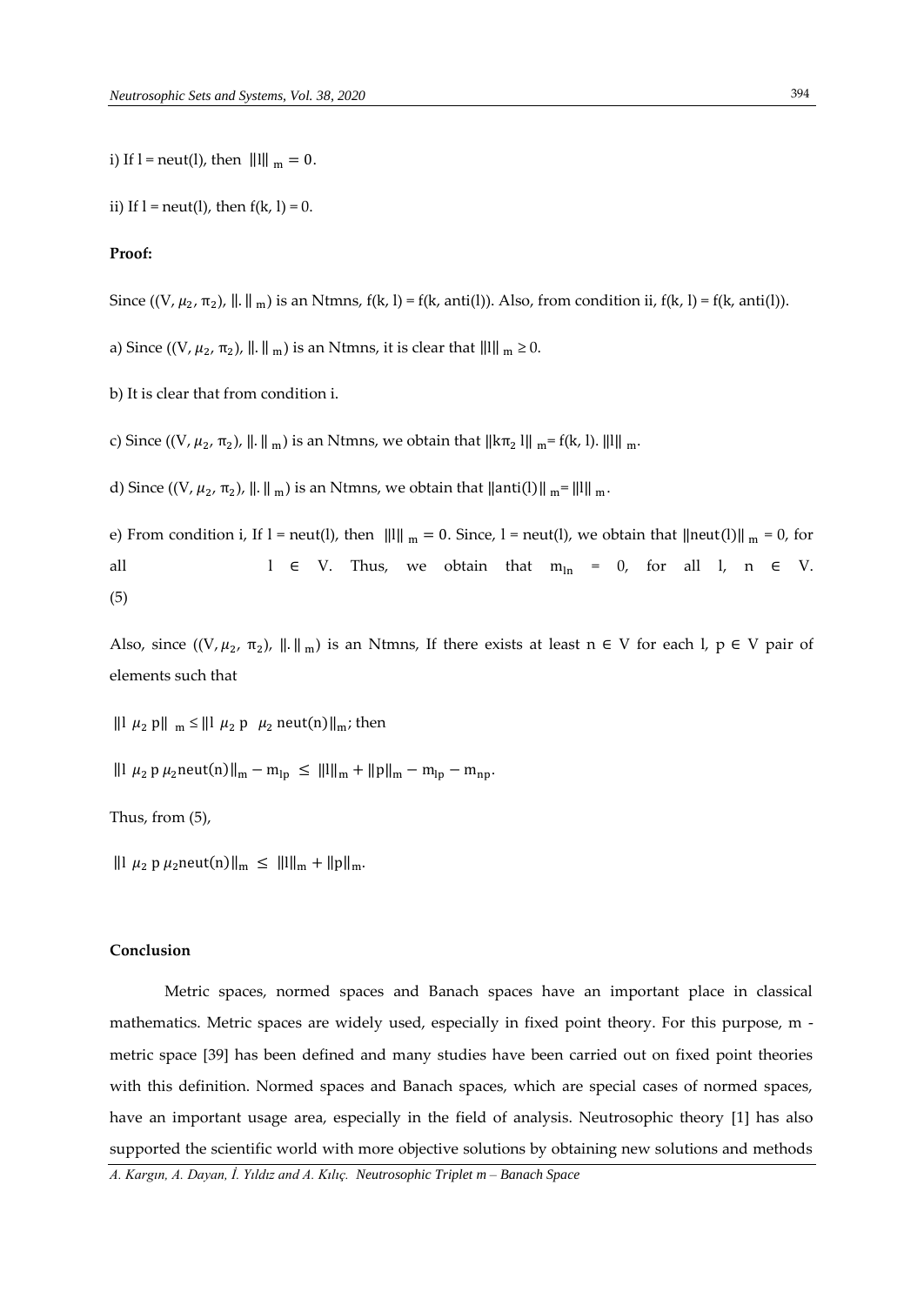i) If l = neut(l), then $\|l\|_m = 0$.

ii) If l = neut(l), then f(k, l) = 0.

**Proof:**

Since $((V, \mu_2, \pi_2), \|.\|_m)$ is an Ntmns, f(k, l) = f(k, anti(l)). Also, from condition ii, f(k, l) = f(k, anti(l)).

a) Since $((V, \mu_2, \pi_2), \|.\|_m)$ is an Ntmns, it is clear that $\|l\|_m \geq 0$.

b) It is clear that from condition i.

c) Since $((V, \mu_2, \pi_2), \|.\|_m)$ is an Ntmns, we obtain that $\|k\pi_2 l\|_m$= f(k, l). $\|l\|_m$.

d) Since $((V, \mu_2, \pi_2), \|.\|_m)$ is an Ntmns, we obtain that $\|anti(l)\|_m = \|l\|_m$.

e) From condition i, If l = neut(l), then $\|l\|_m = 0$. Since, l = neut(l), we obtain that $\|neut(l)\|_m = 0$, for all $l \in V$. Thus, we obtain that $m_{ln} = 0$, for all l, $n \in V$. (5)

Also, since $((V, \mu_2, \pi_2), \|.\|_m)$ is an Ntmns, If there exists at least $n \in V$ for each l, $p \in V$ pair of elements such that

$\|l\ \mu_2\ p\|_m \leq \|l\ \mu_2\ p\ \ \mu_2\ neut(n)\|_m$; then

$\|l\ \mu_2\ p\ \mu_2 neut(n)\|_m - m_{lp} \leq \|l\|_m + \|p\|_m - m_{lp} - m_{np}$.

Thus, from (5),

$\|l\ \mu_2\ p\ \mu_2 neut(n)\|_m \leq \|l\|_m + \|p\|_m$.

**Conclusion**

Metric spaces, normed spaces and Banach spaces have an important place in classical mathematics. Metric spaces are widely used, especially in fixed point theory. For this purpose, m - metric space [39] has been defined and many studies have been carried out on fixed point theories with this definition. Normed spaces and Banach spaces, which are special cases of normed spaces, have an important usage area, especially in the field of analysis. Neutrosophic theory [1] has also supported the scientific world with more objective solutions by obtaining new solutions and methods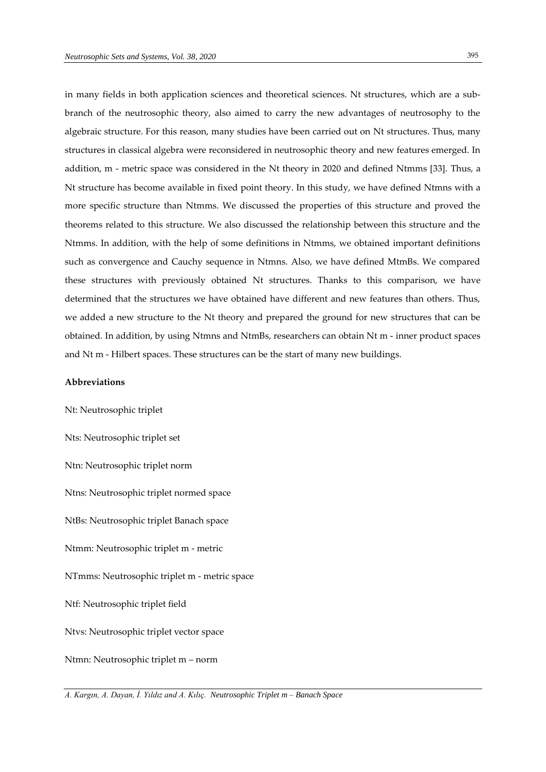in many fields in both application sciences and theoretical sciences. Nt structures, which are a sub-branch of the neutrosophic theory, also aimed to carry the new advantages of neutrosophy to the algebraic structure. For this reason, many studies have been carried out on Nt structures. Thus, many structures in classical algebra were reconsidered in neutrosophic theory and new features emerged. In addition, m - metric space was considered in the Nt theory in 2020 and defined Ntmms [33]. Thus, a Nt structure has become available in fixed point theory. In this study, we have defined Ntmns with a more specific structure than Ntmms. We discussed the properties of this structure and proved the theorems related to this structure. We also discussed the relationship between this structure and the Ntmms. In addition, with the help of some definitions in Ntmms, we obtained important definitions such as convergence and Cauchy sequence in Ntmns. Also, we have defined MtmBs. We compared these structures with previously obtained Nt structures. Thanks to this comparison, we have determined that the structures we have obtained have different and new features than others. Thus, we added a new structure to the Nt theory and prepared the ground for new structures that can be obtained. In addition, by using Ntmns and NtmBs, researchers can obtain Nt m - inner product spaces and Nt m - Hilbert spaces. These structures can be the start of many new buildings.

**Abbreviations**

Nt: Neutrosophic triplet

Nts: Neutrosophic triplet set

Ntn: Neutrosophic triplet norm

Ntns: Neutrosophic triplet normed space

NtBs: Neutrosophic triplet Banach space

Ntmm: Neutrosophic triplet m - metric

NTmms: Neutrosophic triplet m - metric space

Ntf: Neutrosophic triplet field

Ntvs: Neutrosophic triplet vector space

Ntmn: Neutrosophic triplet m – norm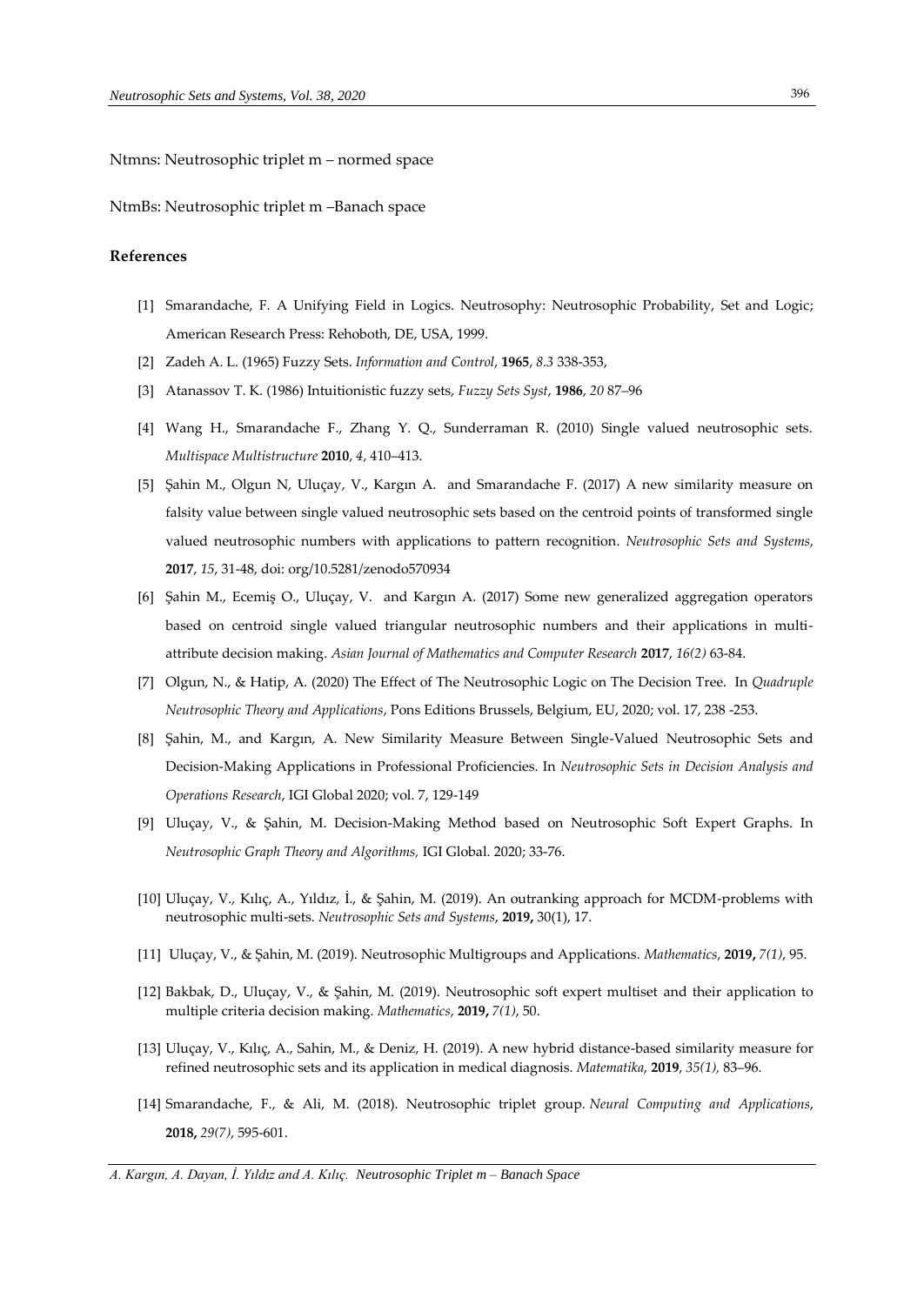Ntmns: Neutrosophic triplet m – normed space

NtmBs: Neutrosophic triplet m –Banach space

## References

[1] Smarandache, F. A Unifying Field in Logics. Neutrosophy: Neutrosophic Probability, Set and Logic; American Research Press: Rehoboth, DE, USA, 1999.

[2] Zadeh A. L. (1965) Fuzzy Sets. *Information and Control*, **1965**, *8.3* 338-353,

[3] Atanassov T. K. (1986) Intuitionistic fuzzy sets, *Fuzzy Sets Syst*, **1986**, *20* 87–96

[4] Wang H., Smarandache F., Zhang Y. Q., Sunderraman R. (2010) Single valued neutrosophic sets. *Multispace Multistructure* **2010**, *4*, 410–413.

[5] Şahin M., Olgun N, Uluçay, V., Kargın A. and Smarandache F. (2017) A new similarity measure on falsity value between single valued neutrosophic sets based on the centroid points of transformed single valued neutrosophic numbers with applications to pattern recognition. *Neutrosophic Sets and Systems*, **2017**, *15*, 31-48, doi: org/10.5281/zenodo570934

[6] Şahin M., Ecemiş O., Uluçay, V. and Kargın A. (2017) Some new generalized aggregation operators based on centroid single valued triangular neutrosophic numbers and their applications in multi-attribute decision making. *Asian Journal of Mathematics and Computer Research* **2017**, *16(2)* 63-84.

[7] Olgun, N., & Hatip, A. (2020) The Effect of The Neutrosophic Logic on The Decision Tree. In *Quadruple Neutrosophic Theory and Applications*, Pons Editions Brussels, Belgium, EU, 2020; vol. 17, 238 -253.

[8] Şahin, M., and Kargın, A. New Similarity Measure Between Single-Valued Neutrosophic Sets and Decision-Making Applications in Professional Proficiencies. In *Neutrosophic Sets in Decision Analysis and Operations Research*, IGI Global 2020; vol. 7, 129-149

[9] Uluçay, V., & Şahin, M. Decision-Making Method based on Neutrosophic Soft Expert Graphs. In *Neutrosophic Graph Theory and Algorithms,* IGI Global. 2020; 33-76.

[10] Uluçay, V., Kılıç, A., Yıldız, İ., & Şahin, M. (2019). An outranking approach for MCDM-problems with neutrosophic multi-sets. *Neutrosophic Sets and Systems*, **2019,** 30(1), 17.

[11] Uluçay, V., & Şahin, M. (2019). Neutrosophic Multigroups and Applications. *Mathematics*, **2019,** *7(1)*, 95.

[12] Bakbak, D., Uluçay, V., & Şahin, M. (2019). Neutrosophic soft expert multiset and their application to multiple criteria decision making. *Mathematics*, **2019,** *7(1)*, 50.

[13] Uluçay, V., Kılıç, A., Sahin, M., & Deniz, H. (2019). A new hybrid distance-based similarity measure for refined neutrosophic sets and its application in medical diagnosis. *Matematika*, **2019**, *35(1),* 83–96.

[14] Smarandache, F., & Ali, M. (2018). Neutrosophic triplet group. *Neural Computing and Applications*, **2018,** *29(7)*, 595-601.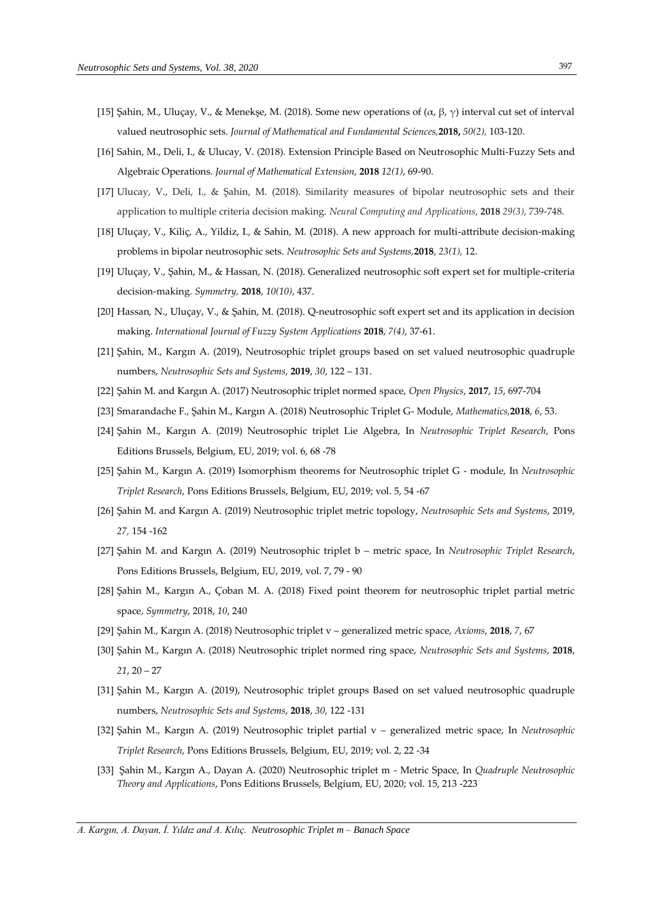[15] Şahin, M., Uluçay, V., & Menekşe, M. (2018). Some new operations of (α, β, γ) interval cut set of interval valued neutrosophic sets. *Journal of Mathematical and Fundamental Sciences,***2018,** *50(2),* 103-120.

[16] Sahin, M., Deli, I., & Ulucay, V. (2018). Extension Principle Based on Neutrosophic Multi-Fuzzy Sets and Algebraic Operations. *Journal of Mathematical Extension*, **2018** *12(1)*, 69-90.

[17] Ulucay, V., Deli, I., & Şahin, M. (2018). Similarity measures of bipolar neutrosophic sets and their application to multiple criteria decision making. *Neural Computing and Applications*, **2018** *29(3)*, 739-748.

[18] Uluçay, V., Kiliç, A., Yildiz, I., & Sahin, M. (2018). A new approach for multi-attribute decision-making problems in bipolar neutrosophic sets. *Neutrosophic Sets and Systems,***2018**, *23(1),* 12.

[19] Uluçay, V., Şahin, M., & Hassan, N. (2018). Generalized neutrosophic soft expert set for multiple-criteria decision-making. *Symmetry,* **2018**, *10(10)*, 437.

[20] Hassan, N., Uluçay, V., & Şahin, M. (2018). Q-neutrosophic soft expert set and its application in decision making. *International Journal of Fuzzy System Applications* **2018**, *7(4)*, 37-61.

[21] Şahin, M., Kargın A. (2019), Neutrosophic triplet groups based on set valued neutrosophic quadruple numbers, *Neutrosophic Sets and Systems*, **2019**, *30*, 122 – 131.

[22] Şahin M. and Kargın A. (2017) Neutrosophic triplet normed space, *Open Physics*, **2017**, *15*, 697-704

[23] Smarandache F., Şahin M., Kargın A. (2018) Neutrosophic Triplet G- Module, *Mathematics,***2018**, *6*, 53.

[24] Şahin M., Kargın A. (2019) Neutrosophic triplet Lie Algebra, In *Neutrosophic Triplet Research*, Pons Editions Brussels, Belgium, EU, 2019; vol. 6, 68 -78

[25] Şahin M., Kargın A. (2019) Isomorphism theorems for Neutrosophic triplet G - module, In *Neutrosophic Triplet Research*, Pons Editions Brussels, Belgium, EU, 2019; vol. 5, 54 -67

[26] Şahin M. and Kargın A. (2019) Neutrosophic triplet metric topology, *Neutrosophic Sets and Systems*, 2019, *27,* 154 -162

[27] Şahin M. and Kargın A. (2019) Neutrosophic triplet b – metric space, In *Neutrosophic Triplet Research*, Pons Editions Brussels, Belgium, EU, 2019, vol. 7, 79 - 90

[28] Şahin M., Kargın A., Çoban M. A. (2018) Fixed point theorem for neutrosophic triplet partial metric space, *Symmetry*, 2018, *10*, 240

[29] Şahin M., Kargın A. (2018) Neutrosophic triplet v – generalized metric space, *Axioms*, **2018**, *7*, 67

[30] Şahin M., Kargın A. (2018) Neutrosophic triplet normed ring space, *Neutrosophic Sets and Systems*, **2018**, *21*, 20 – 27

[31] Şahin M., Kargın A. (2019), Neutrosophic triplet groups Based on set valued neutrosophic quadruple numbers, *Neutrosophic Sets and Systems*, **2018**, *30,* 122 -131

[32] Şahin M., Kargın A. (2019) Neutrosophic triplet partial v – generalized metric space, In *Neutrosophic Triplet Research*, Pons Editions Brussels, Belgium, EU, 2019; vol. 2, 22 -34

[33] Şahin M., Kargın A., Dayan A. (2020) Neutrosophic triplet m - Metric Space, In *Quadruple Neutrosophic Theory and Applications*, Pons Editions Brussels, Belgium, EU, 2020; vol. 15, 213 -223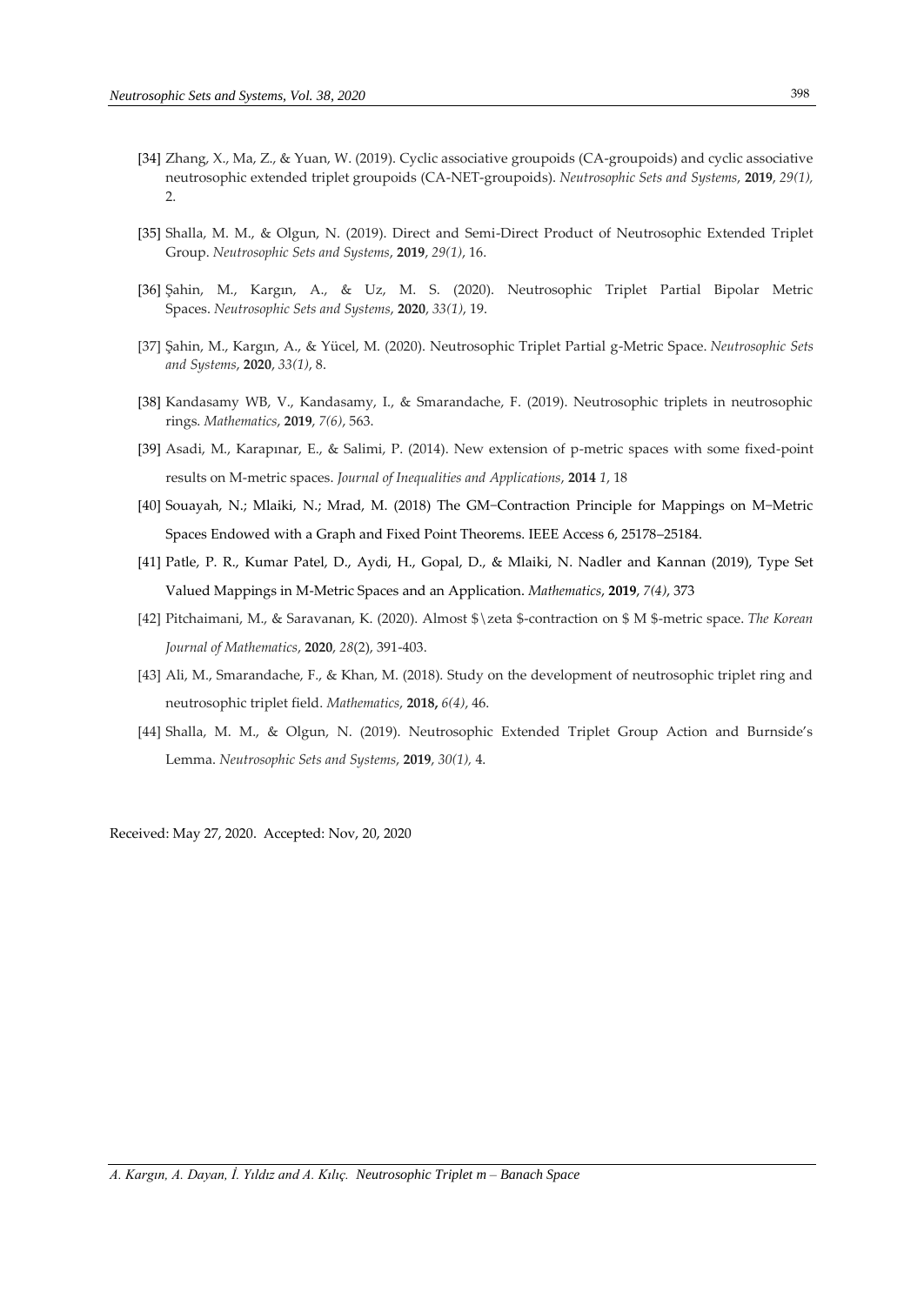[34] Zhang, X., Ma, Z., & Yuan, W. (2019). Cyclic associative groupoids (CA-groupoids) and cyclic associative neutrosophic extended triplet groupoids (CA-NET-groupoids). *Neutrosophic Sets and Systems*, **2019**, *29(1),* 2.

[35] Shalla, M. M., & Olgun, N. (2019). Direct and Semi-Direct Product of Neutrosophic Extended Triplet Group. *Neutrosophic Sets and Systems*, **2019**, *29(1)*, 16.

[36] Şahin, M., Kargın, A., & Uz, M. S. (2020). Neutrosophic Triplet Partial Bipolar Metric Spaces. *Neutrosophic Sets and Systems*, **2020**, *33(1)*, 19.

[37] Şahin, M., Kargın, A., & Yücel, M. (2020). Neutrosophic Triplet Partial g-Metric Space. *Neutrosophic Sets and Systems*, **2020**, *33(1)*, 8.

[38] Kandasamy WB, V., Kandasamy, I., & Smarandache, F. (2019). Neutrosophic triplets in neutrosophic rings. *Mathematics*, **2019**, *7(6)*, 563.

[39] Asadi, M., Karapınar, E., & Salimi, P. (2014). New extension of p-metric spaces with some fixed-point results on M-metric spaces. *Journal of Inequalities and Applications*, **2014** *1*, 18

[40] Souayah, N.; Mlaiki, N.; Mrad, M. (2018) The GM−Contraction Principle for Mappings on M−Metric Spaces Endowed with a Graph and Fixed Point Theorems. IEEE Access 6, 25178–25184.

[41] Patle, P. R., Kumar Patel, D., Aydi, H., Gopal, D., & Mlaiki, N. Nadler and Kannan (2019), Type Set Valued Mappings in M-Metric Spaces and an Application. *Mathematics*, **2019**, *7(4)*, 373

[42] Pitchaimani, M., & Saravanan, K. (2020). Almost $\zeta $-contraction on $ M $-metric space. *The Korean Journal of Mathematics*, **2020**, *28*(2), 391-403.

[43] Ali, M., Smarandache, F., & Khan, M. (2018). Study on the development of neutrosophic triplet ring and neutrosophic triplet field. *Mathematics*, **2018,** *6(4)*, 46.

[44] Shalla, M. M., & Olgun, N. (2019). Neutrosophic Extended Triplet Group Action and Burnside's Lemma. *Neutrosophic Sets and Systems*, **2019**, *30(1),* 4.

Received: May 27, 2020. Accepted: Nov, 20, 2020